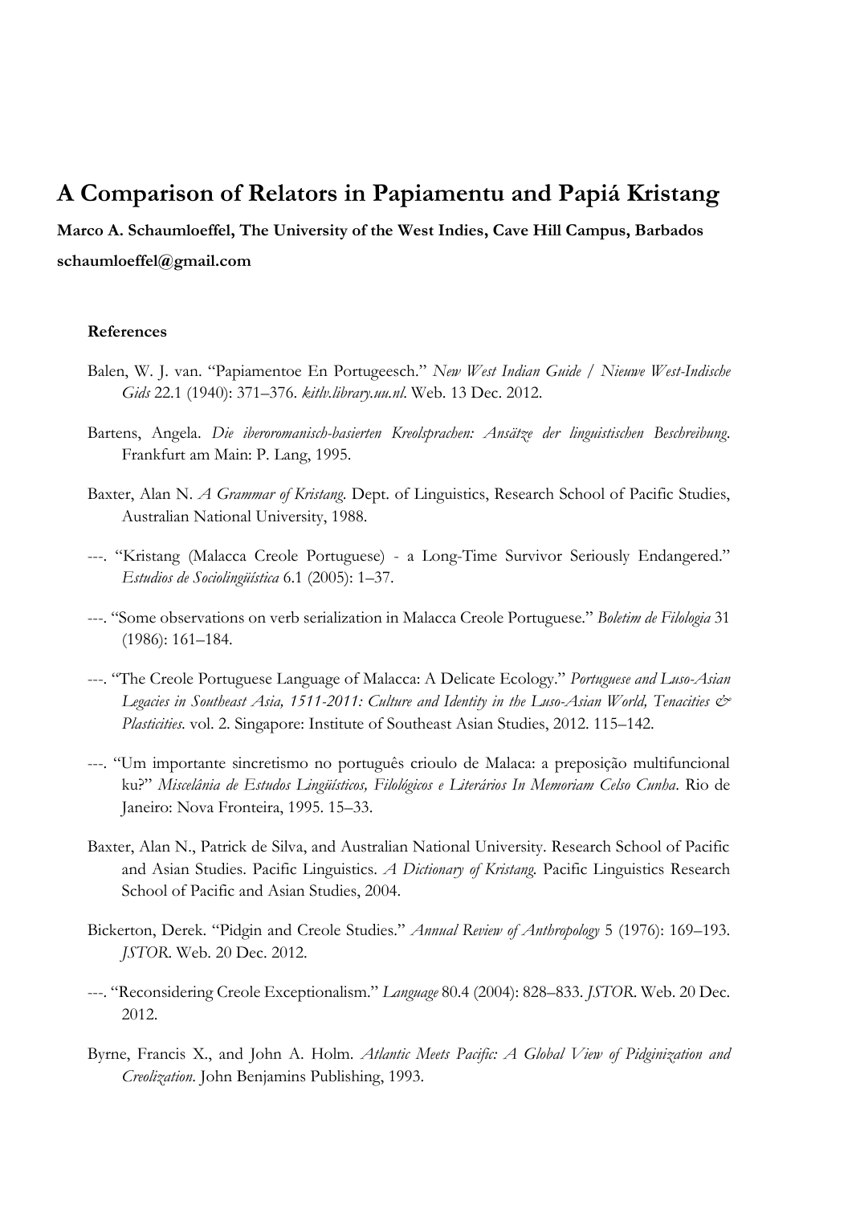# A Comparison of Relators in Papiamentu and Papiá Kristang

**Marco A. Schaumloeffel, The University of the West Indies, Cave Hill Campus, Barbados**

**schaumloeffel@gmail.com**

### References

Balen, W. J. van. "Papiamentoe En Portugeesch." *New West Indian Guide / Nieuwe West-Indische Gids* 22.1 (1940): 371–376. *kitlv.library.uu.nl*. Web. 13 Dec. 2012.

Bartens, Angela. *Die iberoromanisch-basierten Kreolsprachen: Ansätze der linguistischen Beschreibung*. Frankfurt am Main: P. Lang, 1995.

Baxter, Alan N. *A Grammar of Kristang*. Dept. of Linguistics, Research School of Pacific Studies, Australian National University, 1988.

---. "Kristang (Malacca Creole Portuguese) - a Long-Time Survivor Seriously Endangered." *Estudios de Sociolingüística* 6.1 (2005): 1–37.

---. "Some observations on verb serialization in Malacca Creole Portuguese." *Boletim de Filologia* 31 (1986): 161–184.

---. "The Creole Portuguese Language of Malacca: A Delicate Ecology." *Portuguese and Luso-Asian Legacies in Southeast Asia, 1511-2011: Culture and Identity in the Luso-Asian World, Tenacities & Plasticities*. vol. 2. Singapore: Institute of Southeast Asian Studies, 2012. 115–142.

---. "Um importante sincretismo no português crioulo de Malaca: a preposição multifuncional ku?" *Miscelânia de Estudos Lingüísticos, Filológicos e Literários In Memoriam Celso Cunha*. Rio de Janeiro: Nova Fronteira, 1995. 15–33.

Baxter, Alan N., Patrick de Silva, and Australian National University. Research School of Pacific and Asian Studies. Pacific Linguistics. *A Dictionary of Kristang*. Pacific Linguistics Research School of Pacific and Asian Studies, 2004.

Bickerton, Derek. "Pidgin and Creole Studies." *Annual Review of Anthropology* 5 (1976): 169–193. *JSTOR*. Web. 20 Dec. 2012.

---. "Reconsidering Creole Exceptionalism." *Language* 80.4 (2004): 828–833. *JSTOR*. Web. 20 Dec. 2012.

Byrne, Francis X., and John A. Holm. *Atlantic Meets Pacific: A Global View of Pidginization and Creolization*. John Benjamins Publishing, 1993.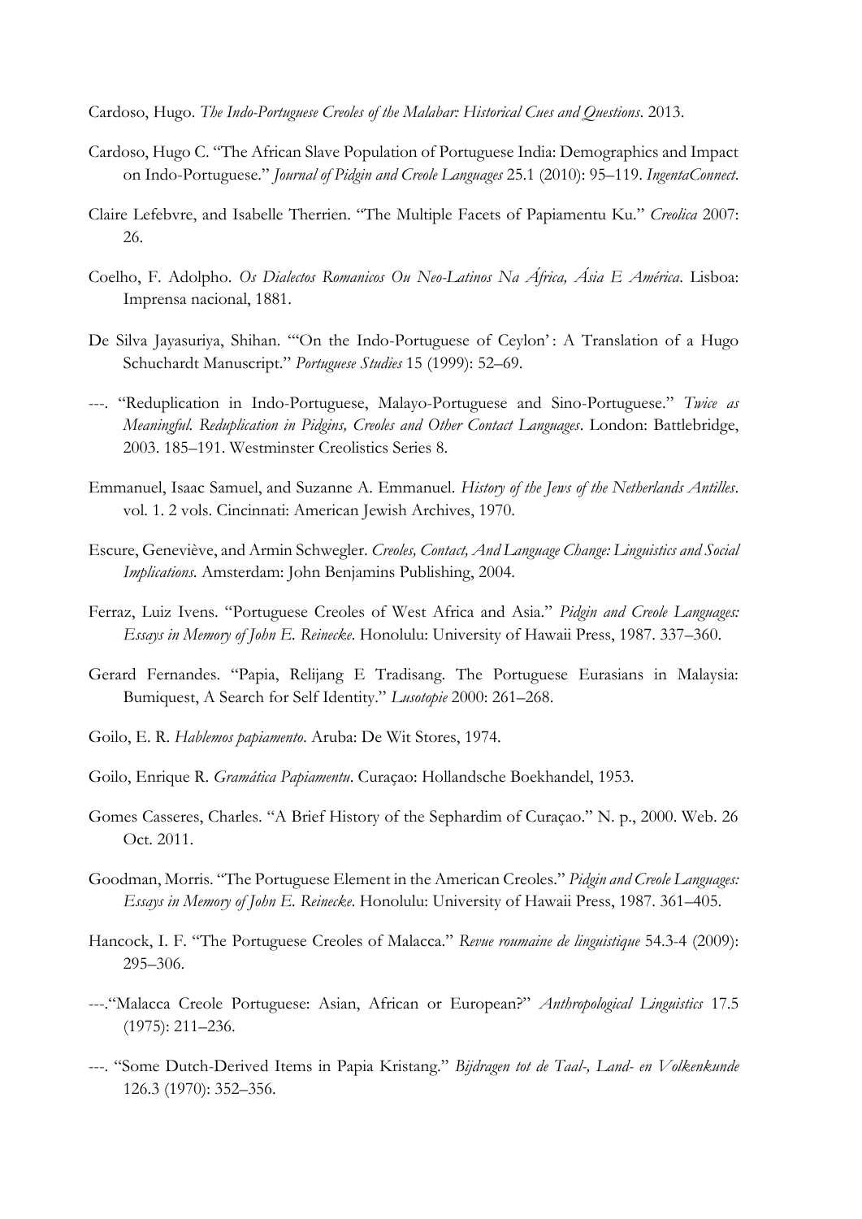Cardoso, Hugo. *The Indo-Portuguese Creoles of the Malabar: Historical Cues and Questions*. 2013.

Cardoso, Hugo C. "The African Slave Population of Portuguese India: Demographics and Impact on Indo-Portuguese." *Journal of Pidgin and Creole Languages* 25.1 (2010): 95–119. *IngentaConnect*.

Claire Lefebvre, and Isabelle Therrien. "The Multiple Facets of Papiamentu Ku." *Creolica* 2007: 26.

Coelho, F. Adolpho. *Os Dialectos Romanicos Ou Neo-Latinos Na África, Ásia E América*. Lisboa: Imprensa nacional, 1881.

De Silva Jayasuriya, Shihan. "'On the Indo-Portuguese of Ceylon' : A Translation of a Hugo Schuchardt Manuscript." *Portuguese Studies* 15 (1999): 52–69.

---. "Reduplication in Indo-Portuguese, Malayo-Portuguese and Sino-Portuguese." *Twice as Meaningful. Reduplication in Pidgins, Creoles and Other Contact Languages*. London: Battlebridge, 2003. 185–191. Westminster Creolistics Series 8.

Emmanuel, Isaac Samuel, and Suzanne A. Emmanuel. *History of the Jews of the Netherlands Antilles*. vol. 1. 2 vols. Cincinnati: American Jewish Archives, 1970.

Escure, Geneviève, and Armin Schwegler. *Creoles, Contact, And Language Change: Linguistics and Social Implications*. Amsterdam: John Benjamins Publishing, 2004.

Ferraz, Luiz Ivens. "Portuguese Creoles of West Africa and Asia." *Pidgin and Creole Languages: Essays in Memory of John E. Reinecke*. Honolulu: University of Hawaii Press, 1987. 337–360.

Gerard Fernandes. "Papia, Relijang E Tradisang. The Portuguese Eurasians in Malaysia: Bumiquest, A Search for Self Identity." *Lusotopie* 2000: 261–268.

Goilo, E. R. *Hablemos papiamento*. Aruba: De Wit Stores, 1974.

Goilo, Enrique R. *Gramática Papiamentu*. Curaçao: Hollandsche Boekhandel, 1953.

Gomes Casseres, Charles. "A Brief History of the Sephardim of Curaçao." N. p., 2000. Web. 26 Oct. 2011.

Goodman, Morris. "The Portuguese Element in the American Creoles." *Pidgin and Creole Languages: Essays in Memory of John E. Reinecke*. Honolulu: University of Hawaii Press, 1987. 361–405.

Hancock, I. F. "The Portuguese Creoles of Malacca." *Revue roumaine de linguistique* 54.3-4 (2009): 295–306.

---."Malacca Creole Portuguese: Asian, African or European?" *Anthropological Linguistics* 17.5 (1975): 211–236.

---. "Some Dutch-Derived Items in Papia Kristang." *Bijdragen tot de Taal-, Land- en Volkenkunde* 126.3 (1970): 352–356.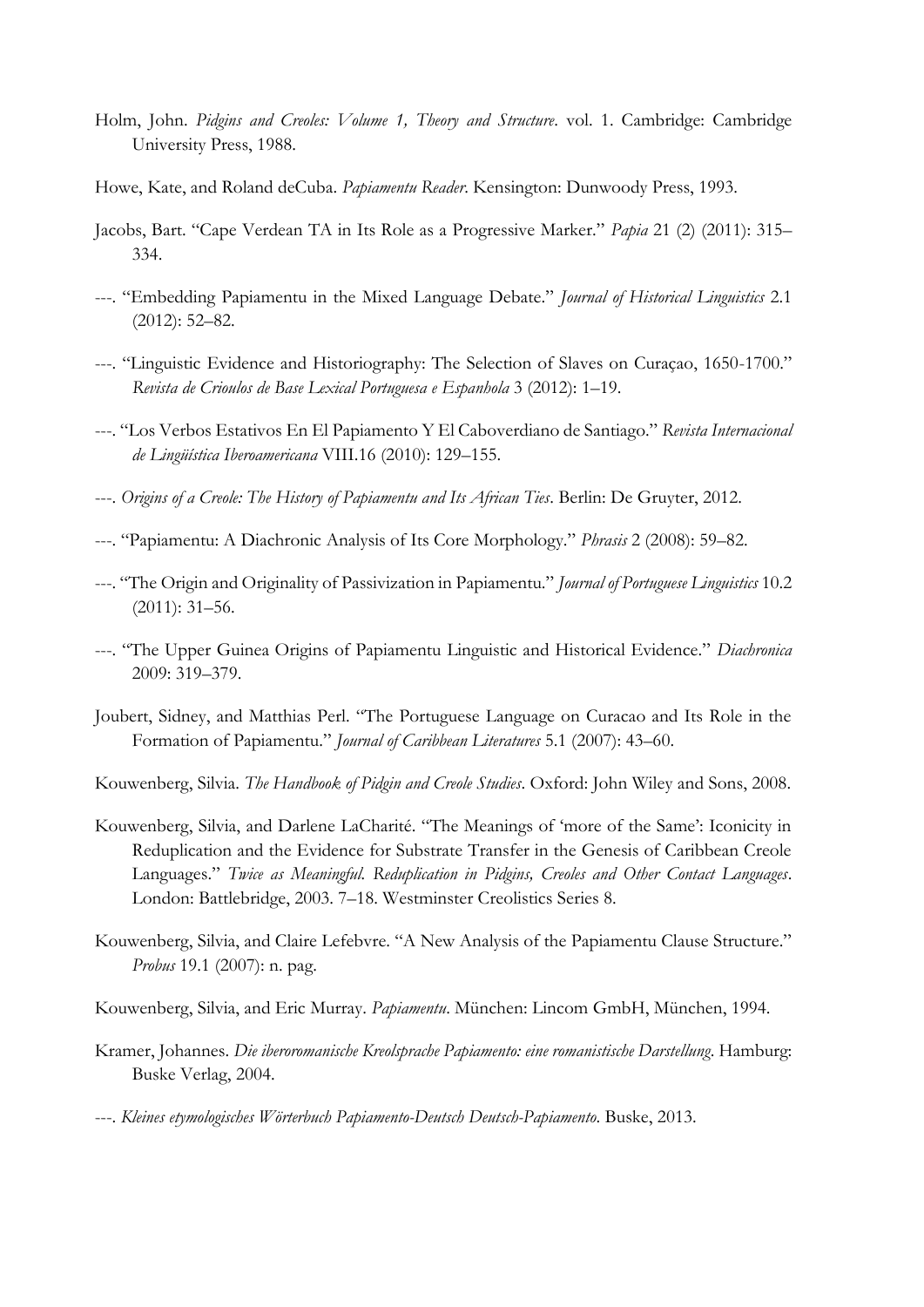Holm, John. *Pidgins and Creoles: Volume 1, Theory and Structure*. vol. 1. Cambridge: Cambridge University Press, 1988.

Howe, Kate, and Roland deCuba. *Papiamentu Reader*. Kensington: Dunwoody Press, 1993.

Jacobs, Bart. "Cape Verdean TA in Its Role as a Progressive Marker." *Papia* 21 (2) (2011): 315–334.

---. "Embedding Papiamentu in the Mixed Language Debate." *Journal of Historical Linguistics* 2.1 (2012): 52–82.

---. "Linguistic Evidence and Historiography: The Selection of Slaves on Curaçao, 1650-1700." *Revista de Crioulos de Base Lexical Portuguesa e Espanhola* 3 (2012): 1–19.

---. "Los Verbos Estativos En El Papiamento Y El Caboverdiano de Santiago." *Revista Internacional de Lingüística Iberoamericana* VIII.16 (2010): 129–155.

---. *Origins of a Creole: The History of Papiamentu and Its African Ties*. Berlin: De Gruyter, 2012.

---. "Papiamentu: A Diachronic Analysis of Its Core Morphology." *Phrasis* 2 (2008): 59–82.

---. "The Origin and Originality of Passivization in Papiamentu." *Journal of Portuguese Linguistics* 10.2 (2011): 31–56.

---. "The Upper Guinea Origins of Papiamentu Linguistic and Historical Evidence." *Diachronica* 2009: 319–379.

Joubert, Sidney, and Matthias Perl. "The Portuguese Language on Curacao and Its Role in the Formation of Papiamentu." *Journal of Caribbean Literatures* 5.1 (2007): 43–60.

Kouwenberg, Silvia. *The Handbook of Pidgin and Creole Studies*. Oxford: John Wiley and Sons, 2008.

Kouwenberg, Silvia, and Darlene LaCharité. "The Meanings of 'more of the Same': Iconicity in Reduplication and the Evidence for Substrate Transfer in the Genesis of Caribbean Creole Languages." *Twice as Meaningful. Reduplication in Pidgins, Creoles and Other Contact Languages*. London: Battlebridge, 2003. 7–18. Westminster Creolistics Series 8.

Kouwenberg, Silvia, and Claire Lefebvre. "A New Analysis of the Papiamentu Clause Structure." *Probus* 19.1 (2007): n. pag.

Kouwenberg, Silvia, and Eric Murray. *Papiamentu*. München: Lincom GmbH, München, 1994.

Kramer, Johannes. *Die iberoromanische Kreolsprache Papiamento: eine romanistische Darstellung*. Hamburg: Buske Verlag, 2004.

---. *Kleines etymologisches Wörterbuch Papiamento-Deutsch Deutsch-Papiamento*. Buske, 2013.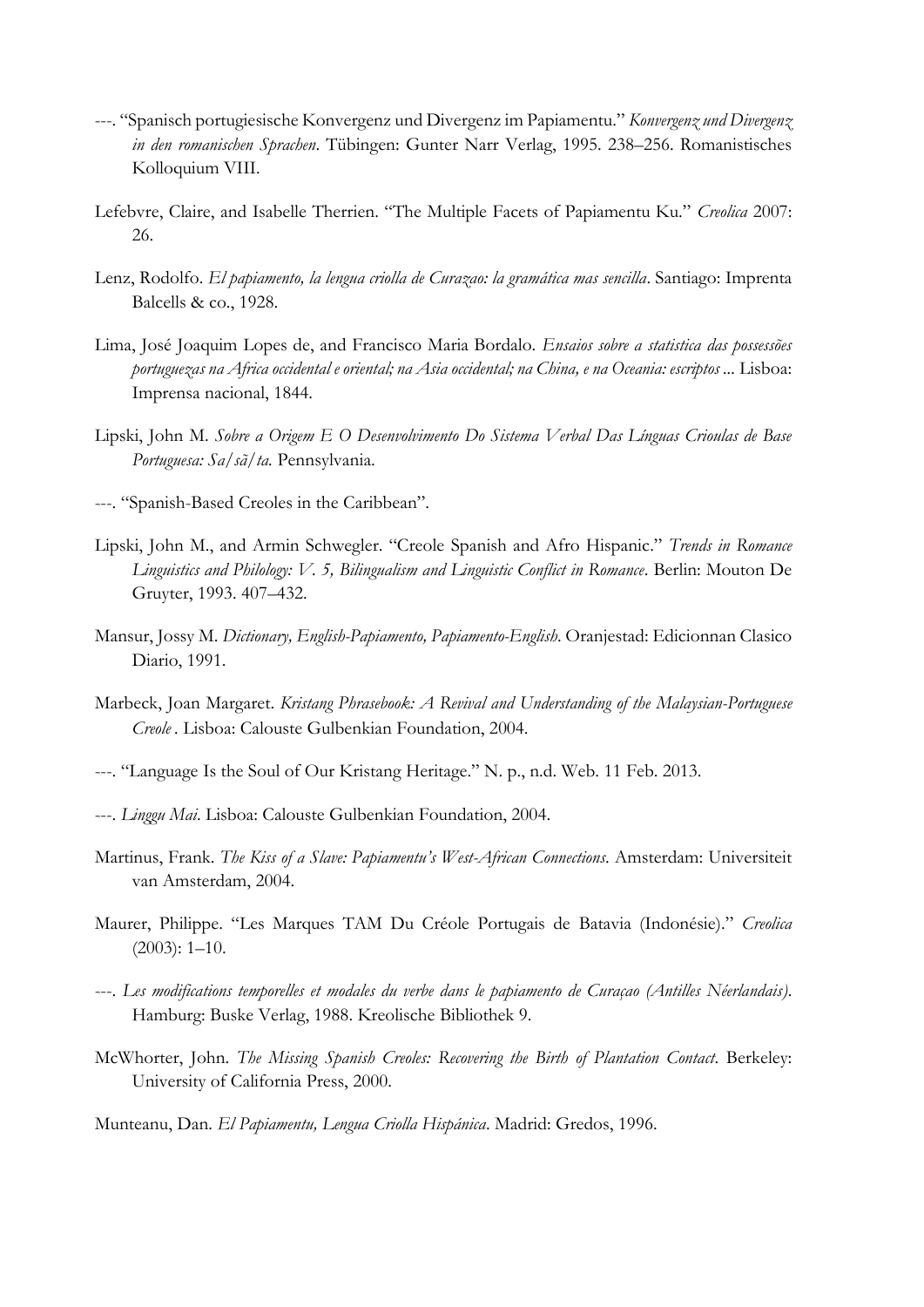---. "Spanisch portugiesische Konvergenz und Divergenz im Papiamentu." *Konvergenz und Divergenz in den romanischen Sprachen*. Tübingen: Gunter Narr Verlag, 1995. 238–256. Romanistisches Kolloquium VIII.

Lefebvre, Claire, and Isabelle Therrien. "The Multiple Facets of Papiamentu Ku." *Creolica* 2007: 26.

Lenz, Rodolfo. *El papiamento, la lengua criolla de Curazao: la gramática mas sencilla*. Santiago: Imprenta Balcells & co., 1928.

Lima, José Joaquim Lopes de, and Francisco Maria Bordalo. *Ensaios sobre a statistica das possessões portuguezas na Africa occidental e oriental; na Asia occidental; na China, e na Oceania: escriptos ...* Lisboa: Imprensa nacional, 1844.

Lipski, John M. *Sobre a Origem E O Desenvolvimento Do Sistema Verbal Das Línguas Crioulas de Base Portuguesa: Sa/sã/ta.* Pennsylvania.

---. "Spanish-Based Creoles in the Caribbean".

Lipski, John M., and Armin Schwegler. "Creole Spanish and Afro Hispanic." *Trends in Romance Linguistics and Philology: V. 5, Bilingualism and Linguistic Conflict in Romance*. Berlin: Mouton De Gruyter, 1993. 407–432.

Mansur, Jossy M. *Dictionary, English-Papiamento, Papiamento-English*. Oranjestad: Edicionnan Clasico Diario, 1991.

Marbeck, Joan Margaret. *Kristang Phrasebook: A Revival and Understanding of the Malaysian-Portuguese Creole* . Lisboa: Calouste Gulbenkian Foundation, 2004.

---. "Language Is the Soul of Our Kristang Heritage." N. p., n.d. Web. 11 Feb. 2013.

---. *Linggu Mai*. Lisboa: Calouste Gulbenkian Foundation, 2004.

Martinus, Frank. *The Kiss of a Slave: Papiamentu's West-African Connections*. Amsterdam: Universiteit van Amsterdam, 2004.

Maurer, Philippe. "Les Marques TAM Du Créole Portugais de Batavia (Indonésie)." *Creolica* (2003): 1–10.

---. *Les modifications temporelles et modales du verbe dans le papiamento de Curaçao (Antilles Néerlandais)*. Hamburg: Buske Verlag, 1988. Kreolische Bibliothek 9.

McWhorter, John. *The Missing Spanish Creoles: Recovering the Birth of Plantation Contact*. Berkeley: University of California Press, 2000.

Munteanu, Dan. *El Papiamentu, Lengua Criolla Hispánica*. Madrid: Gredos, 1996.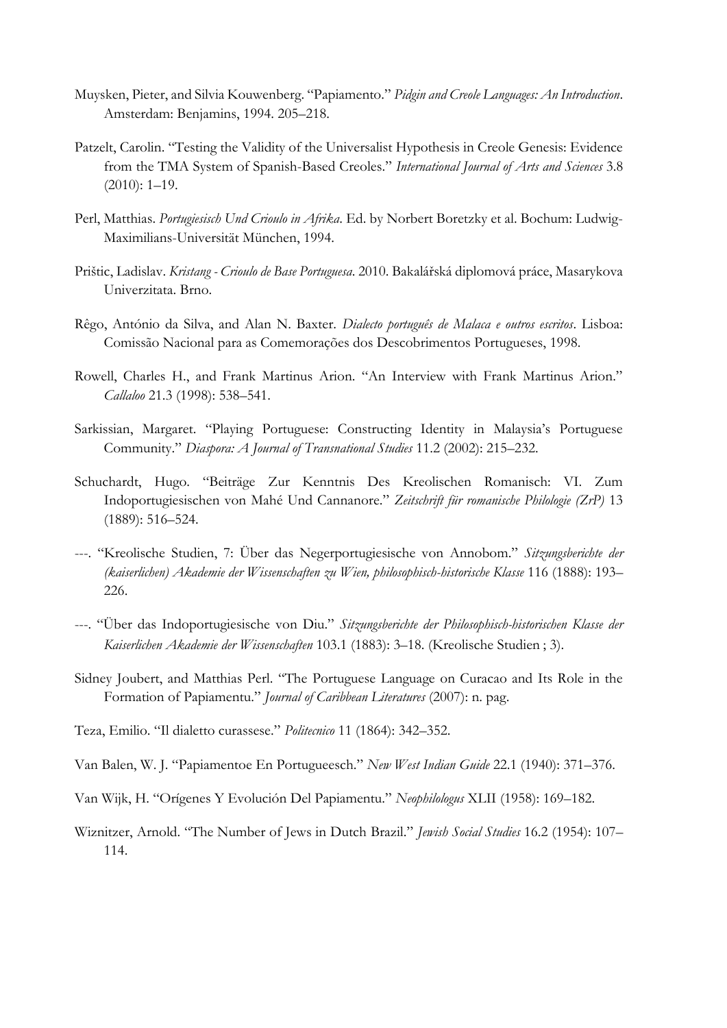Muysken, Pieter, and Silvia Kouwenberg. "Papiamento." *Pidgin and Creole Languages: An Introduction*. Amsterdam: Benjamins, 1994. 205–218.

Patzelt, Carolin. "Testing the Validity of the Universalist Hypothesis in Creole Genesis: Evidence from the TMA System of Spanish-Based Creoles." *International Journal of Arts and Sciences* 3.8 (2010): 1–19.

Perl, Matthias. *Portugiesisch Und Crioulo in Afrika*. Ed. by Norbert Boretzky et al. Bochum: Ludwig-Maximilians-Universität München, 1994.

Prištic, Ladislav. *Kristang - Crioulo de Base Portuguesa*. 2010. Bakalářská diplomová práce, Masarykova Univerzitata. Brno.

Rêgo, António da Silva, and Alan N. Baxter. *Dialecto português de Malaca e outros escritos*. Lisboa: Comissão Nacional para as Comemorações dos Descobrimentos Portugueses, 1998.

Rowell, Charles H., and Frank Martinus Arion. "An Interview with Frank Martinus Arion." *Callaloo* 21.3 (1998): 538–541.

Sarkissian, Margaret. "Playing Portuguese: Constructing Identity in Malaysia's Portuguese Community." *Diaspora: A Journal of Transnational Studies* 11.2 (2002): 215–232.

Schuchardt, Hugo. "Beiträge Zur Kenntnis Des Kreolischen Romanisch: VI. Zum Indoportugiesischen von Mahé Und Cannanore." *Zeitschrift für romanische Philologie (ZrP)* 13 (1889): 516–524.

---. "Kreolische Studien, 7: Über das Negerportugiesische von Annobom." *Sitzungsberichte der (kaiserlichen) Akademie der Wissenschaften zu Wien, philosophisch-historische Klasse* 116 (1888): 193–226.

---. "Über das Indoportugiesische von Diu." *Sitzungsberichte der Philosophisch-historischen Klasse der Kaiserlichen Akademie der Wissenschaften* 103.1 (1883): 3–18. (Kreolische Studien ; 3).

Sidney Joubert, and Matthias Perl. "The Portuguese Language on Curacao and Its Role in the Formation of Papiamentu." *Journal of Caribbean Literatures* (2007): n. pag.

Teza, Emilio. "Il dialetto curassese." *Politecnico* 11 (1864): 342–352.

Van Balen, W. J. "Papiamentoe En Portugueesch." *New West Indian Guide* 22.1 (1940): 371–376.

Van Wijk, H. "Orígenes Y Evolución Del Papiamentu." *Neophilologus* XLII (1958): 169–182.

Wiznitzer, Arnold. "The Number of Jews in Dutch Brazil." *Jewish Social Studies* 16.2 (1954): 107–114.